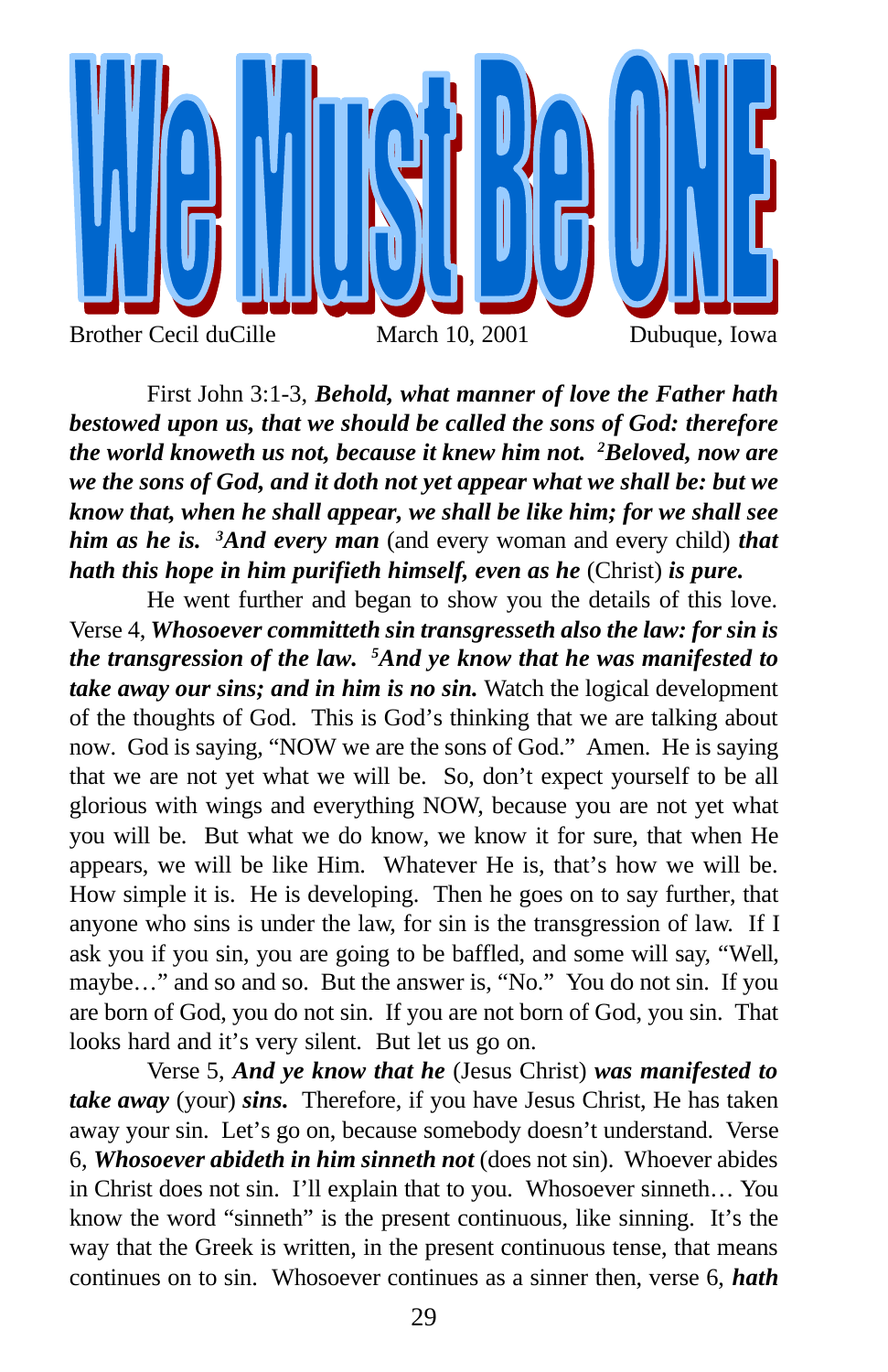# We Must Be ONE

Brother Cecil duCille — March 10, 2001 — Dubuque, Iowa

First John 3:1-3, ***Behold, what manner of love the Father hath bestowed upon us, that we should be called the sons of God: therefore the world knoweth us not, because it knew him not. [2]Beloved, now are we the sons of God, and it doth not yet appear what we shall be: but we know that, when he shall appear, we shall be like him; for we shall see him as he is. [3]And every man*** (and every woman and every child) ***that hath this hope in him purifieth himself, even as he*** (Christ) ***is pure.***

He went further and began to show you the details of this love. Verse 4, ***Whosoever committeth sin transgresseth also the law: for sin is the transgression of the law. [5]And ye know that he was manifested to take away our sins; and in him is no sin.*** Watch the logical development of the thoughts of God. This is God's thinking that we are talking about now. God is saying, "NOW we are the sons of God." Amen. He is saying that we are not yet what we will be. So, don't expect yourself to be all glorious with wings and everything NOW, because you are not yet what you will be. But what we do know, we know it for sure, that when He appears, we will be like Him. Whatever He is, that's how we will be. How simple it is. He is developing. Then he goes on to say further, that anyone who sins is under the law, for sin is the transgression of law. If I ask you if you sin, you are going to be baffled, and some will say, "Well, maybe…" and so and so. But the answer is, "No." You do not sin. If you are born of God, you do not sin. If you are not born of God, you sin. That looks hard and it's very silent. But let us go on.

Verse 5, ***And ye know that he*** (Jesus Christ) ***was manifested to take away*** (your) ***sins.*** Therefore, if you have Jesus Christ, He has taken away your sin. Let's go on, because somebody doesn't understand. Verse 6, ***Whosoever abideth in him sinneth not*** (does not sin). Whoever abides in Christ does not sin. I'll explain that to you. Whosoever sinneth… You know the word "sinneth" is the present continuous, like sinning. It's the way that the Greek is written, in the present continuous tense, that means continues on to sin. Whosoever continues as a sinner then, verse 6, ***hath***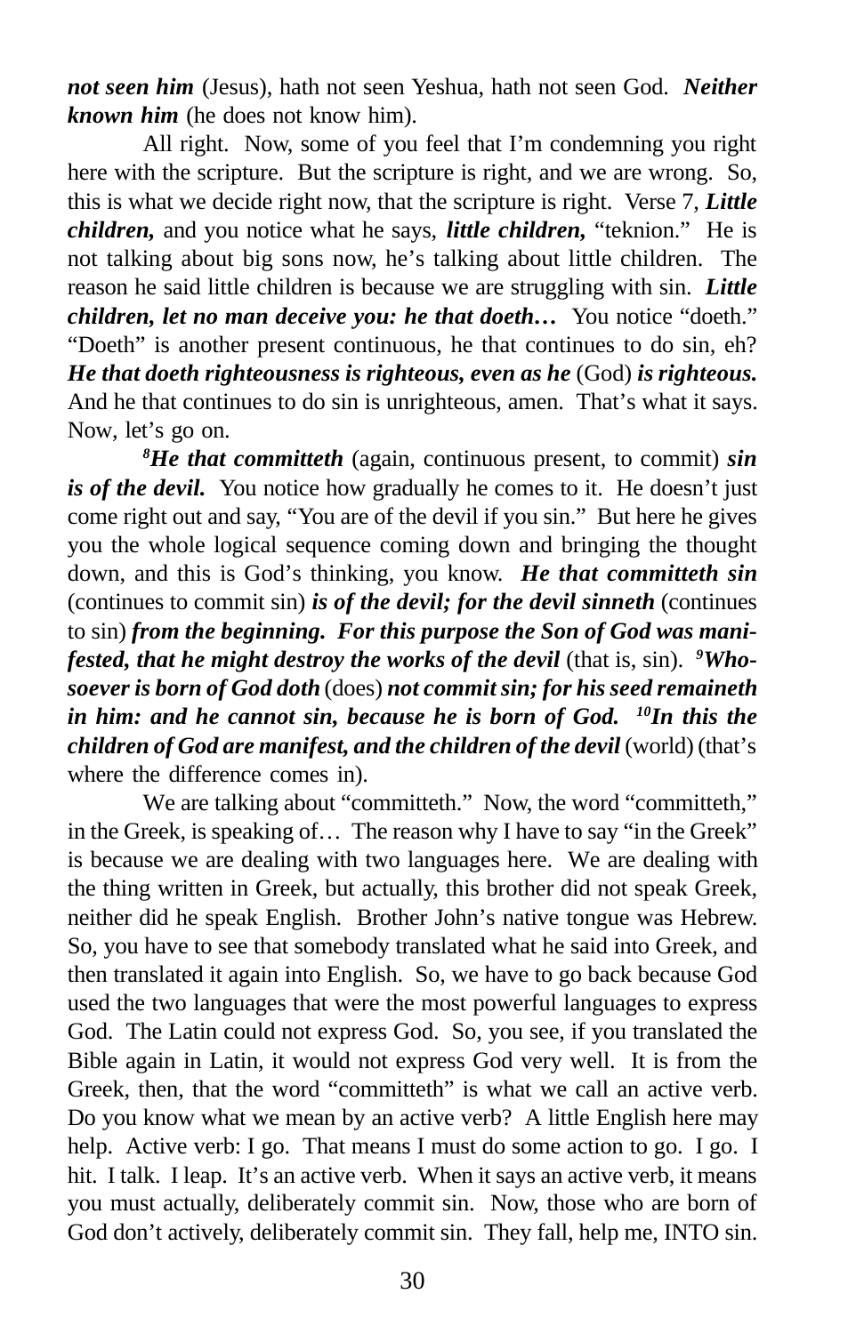***not seen him*** (Jesus), hath not seen Yeshua, hath not seen God. ***Neither known him*** (he does not know him).

All right. Now, some of you feel that I'm condemning you right here with the scripture. But the scripture is right, and we are wrong. So, this is what we decide right now, that the scripture is right. Verse 7, ***Little children,*** and you notice what he says, ***little children,*** "teknion." He is not talking about big sons now, he's talking about little children. The reason he said little children is because we are struggling with sin. ***Little children, let no man deceive you: he that doeth…*** You notice "doeth." "Doeth" is another present continuous, he that continues to do sin, eh? ***He that doeth righteousness is righteous, even as he*** (God) ***is righteous.*** And he that continues to do sin is unrighteous, amen. That's what it says. Now, let's go on.

***[8]He that committeth*** (again, continuous present, to commit) ***sin is of the devil.*** You notice how gradually he comes to it. He doesn't just come right out and say, "You are of the devil if you sin." But here he gives you the whole logical sequence coming down and bringing the thought down, and this is God's thinking, you know. ***He that committeth sin*** (continues to commit sin) ***is of the devil; for the devil sinneth*** (continues to sin) ***from the beginning. For this purpose the Son of God was manifested, that he might destroy the works of the devil*** (that is, sin). ***[9]Whosoever is born of God doth*** (does) ***not commit sin; for his seed remaineth in him: and he cannot sin, because he is born of God. [10]In this the children of God are manifest, and the children of the devil*** (world) (that's where the difference comes in).

We are talking about "committeth." Now, the word "committeth," in the Greek, is speaking of… The reason why I have to say "in the Greek" is because we are dealing with two languages here. We are dealing with the thing written in Greek, but actually, this brother did not speak Greek, neither did he speak English. Brother John's native tongue was Hebrew. So, you have to see that somebody translated what he said into Greek, and then translated it again into English. So, we have to go back because God used the two languages that were the most powerful languages to express God. The Latin could not express God. So, you see, if you translated the Bible again in Latin, it would not express God very well. It is from the Greek, then, that the word "committeth" is what we call an active verb. Do you know what we mean by an active verb? A little English here may help. Active verb: I go. That means I must do some action to go. I go. I hit. I talk. I leap. It's an active verb. When it says an active verb, it means you must actually, deliberately commit sin. Now, those who are born of God don't actively, deliberately commit sin. They fall, help me, INTO sin.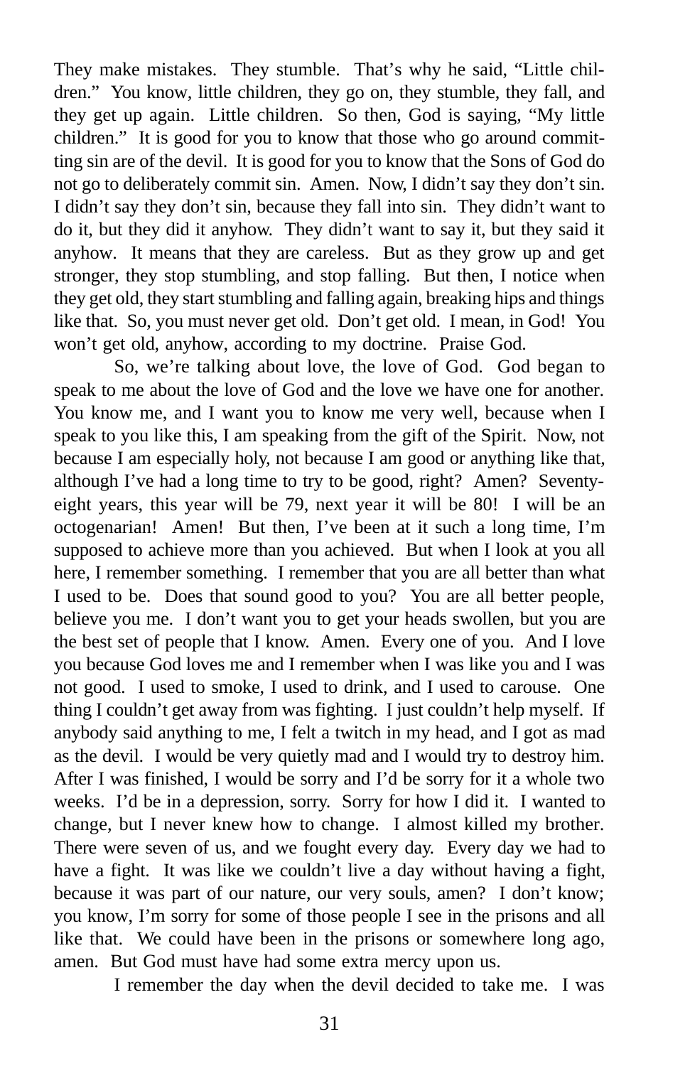They make mistakes. They stumble. That's why he said, "Little children." You know, little children, they go on, they stumble, they fall, and they get up again. Little children. So then, God is saying, "My little children." It is good for you to know that those who go around committing sin are of the devil. It is good for you to know that the Sons of God do not go to deliberately commit sin. Amen. Now, I didn't say they don't sin. I didn't say they don't sin, because they fall into sin. They didn't want to do it, but they did it anyhow. They didn't want to say it, but they said it anyhow. It means that they are careless. But as they grow up and get stronger, they stop stumbling, and stop falling. But then, I notice when they get old, they start stumbling and falling again, breaking hips and things like that. So, you must never get old. Don't get old. I mean, in God! You won't get old, anyhow, according to my doctrine. Praise God.

So, we're talking about love, the love of God. God began to speak to me about the love of God and the love we have one for another. You know me, and I want you to know me very well, because when I speak to you like this, I am speaking from the gift of the Spirit. Now, not because I am especially holy, not because I am good or anything like that, although I've had a long time to try to be good, right? Amen? Seventy-eight years, this year will be 79, next year it will be 80! I will be an octogenarian! Amen! But then, I've been at it such a long time, I'm supposed to achieve more than you achieved. But when I look at you all here, I remember something. I remember that you are all better than what I used to be. Does that sound good to you? You are all better people, believe you me. I don't want you to get your heads swollen, but you are the best set of people that I know. Amen. Every one of you. And I love you because God loves me and I remember when I was like you and I was not good. I used to smoke, I used to drink, and I used to carouse. One thing I couldn't get away from was fighting. I just couldn't help myself. If anybody said anything to me, I felt a twitch in my head, and I got as mad as the devil. I would be very quietly mad and I would try to destroy him. After I was finished, I would be sorry and I'd be sorry for it a whole two weeks. I'd be in a depression, sorry. Sorry for how I did it. I wanted to change, but I never knew how to change. I almost killed my brother. There were seven of us, and we fought every day. Every day we had to have a fight. It was like we couldn't live a day without having a fight, because it was part of our nature, our very souls, amen? I don't know; you know, I'm sorry for some of those people I see in the prisons and all like that. We could have been in the prisons or somewhere long ago, amen. But God must have had some extra mercy upon us.

I remember the day when the devil decided to take me. I was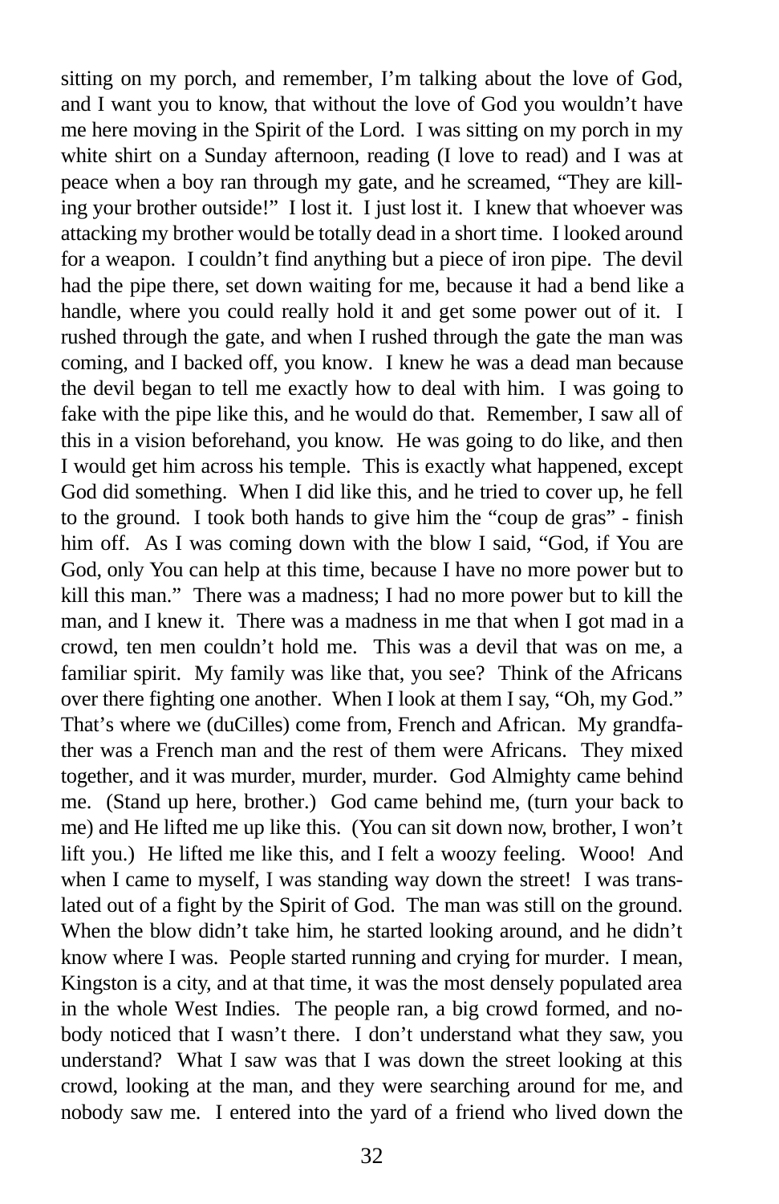sitting on my porch, and remember, I'm talking about the love of God, and I want you to know, that without the love of God you wouldn't have me here moving in the Spirit of the Lord. I was sitting on my porch in my white shirt on a Sunday afternoon, reading (I love to read) and I was at peace when a boy ran through my gate, and he screamed, "They are killing your brother outside!" I lost it. I just lost it. I knew that whoever was attacking my brother would be totally dead in a short time. I looked around for a weapon. I couldn't find anything but a piece of iron pipe. The devil had the pipe there, set down waiting for me, because it had a bend like a handle, where you could really hold it and get some power out of it. I rushed through the gate, and when I rushed through the gate the man was coming, and I backed off, you know. I knew he was a dead man because the devil began to tell me exactly how to deal with him. I was going to fake with the pipe like this, and he would do that. Remember, I saw all of this in a vision beforehand, you know. He was going to do like, and then I would get him across his temple. This is exactly what happened, except God did something. When I did like this, and he tried to cover up, he fell to the ground. I took both hands to give him the "coup de gras" - finish him off. As I was coming down with the blow I said, "God, if You are God, only You can help at this time, because I have no more power but to kill this man." There was a madness; I had no more power but to kill the man, and I knew it. There was a madness in me that when I got mad in a crowd, ten men couldn't hold me. This was a devil that was on me, a familiar spirit. My family was like that, you see? Think of the Africans over there fighting one another. When I look at them I say, "Oh, my God." That's where we (duCilles) come from, French and African. My grandfather was a French man and the rest of them were Africans. They mixed together, and it was murder, murder, murder. God Almighty came behind me. (Stand up here, brother.) God came behind me, (turn your back to me) and He lifted me up like this. (You can sit down now, brother, I won't lift you.) He lifted me like this, and I felt a woozy feeling. Wooo! And when I came to myself, I was standing way down the street! I was translated out of a fight by the Spirit of God. The man was still on the ground. When the blow didn't take him, he started looking around, and he didn't know where I was. People started running and crying for murder. I mean, Kingston is a city, and at that time, it was the most densely populated area in the whole West Indies. The people ran, a big crowd formed, and nobody noticed that I wasn't there. I don't understand what they saw, you understand? What I saw was that I was down the street looking at this crowd, looking at the man, and they were searching around for me, and nobody saw me. I entered into the yard of a friend who lived down the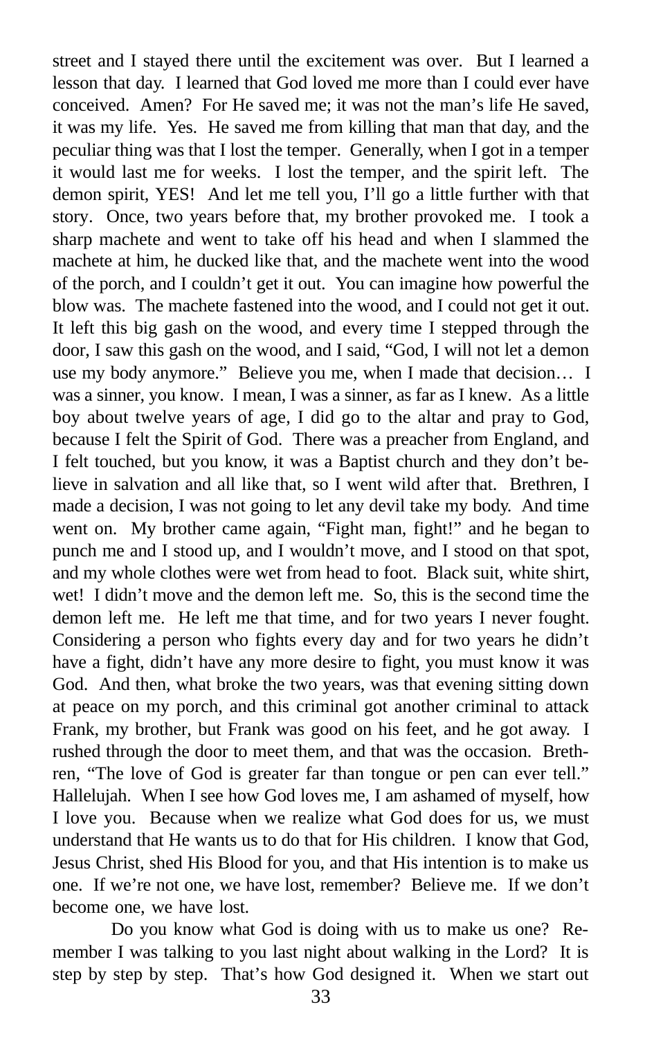street and I stayed there until the excitement was over. But I learned a lesson that day. I learned that God loved me more than I could ever have conceived. Amen? For He saved me; it was not the man's life He saved, it was my life. Yes. He saved me from killing that man that day, and the peculiar thing was that I lost the temper. Generally, when I got in a temper it would last me for weeks. I lost the temper, and the spirit left. The demon spirit, YES! And let me tell you, I'll go a little further with that story. Once, two years before that, my brother provoked me. I took a sharp machete and went to take off his head and when I slammed the machete at him, he ducked like that, and the machete went into the wood of the porch, and I couldn't get it out. You can imagine how powerful the blow was. The machete fastened into the wood, and I could not get it out. It left this big gash on the wood, and every time I stepped through the door, I saw this gash on the wood, and I said, "God, I will not let a demon use my body anymore." Believe you me, when I made that decision… I was a sinner, you know. I mean, I was a sinner, as far as I knew. As a little boy about twelve years of age, I did go to the altar and pray to God, because I felt the Spirit of God. There was a preacher from England, and I felt touched, but you know, it was a Baptist church and they don't believe in salvation and all like that, so I went wild after that. Brethren, I made a decision, I was not going to let any devil take my body. And time went on. My brother came again, "Fight man, fight!" and he began to punch me and I stood up, and I wouldn't move, and I stood on that spot, and my whole clothes were wet from head to foot. Black suit, white shirt, wet! I didn't move and the demon left me. So, this is the second time the demon left me. He left me that time, and for two years I never fought. Considering a person who fights every day and for two years he didn't have a fight, didn't have any more desire to fight, you must know it was God. And then, what broke the two years, was that evening sitting down at peace on my porch, and this criminal got another criminal to attack Frank, my brother, but Frank was good on his feet, and he got away. I rushed through the door to meet them, and that was the occasion. Brethren, "The love of God is greater far than tongue or pen can ever tell." Hallelujah. When I see how God loves me, I am ashamed of myself, how I love you. Because when we realize what God does for us, we must understand that He wants us to do that for His children. I know that God, Jesus Christ, shed His Blood for you, and that His intention is to make us one. If we're not one, we have lost, remember? Believe me. If we don't become one, we have lost.

Do you know what God is doing with us to make us one? Remember I was talking to you last night about walking in the Lord? It is step by step by step. That's how God designed it. When we start out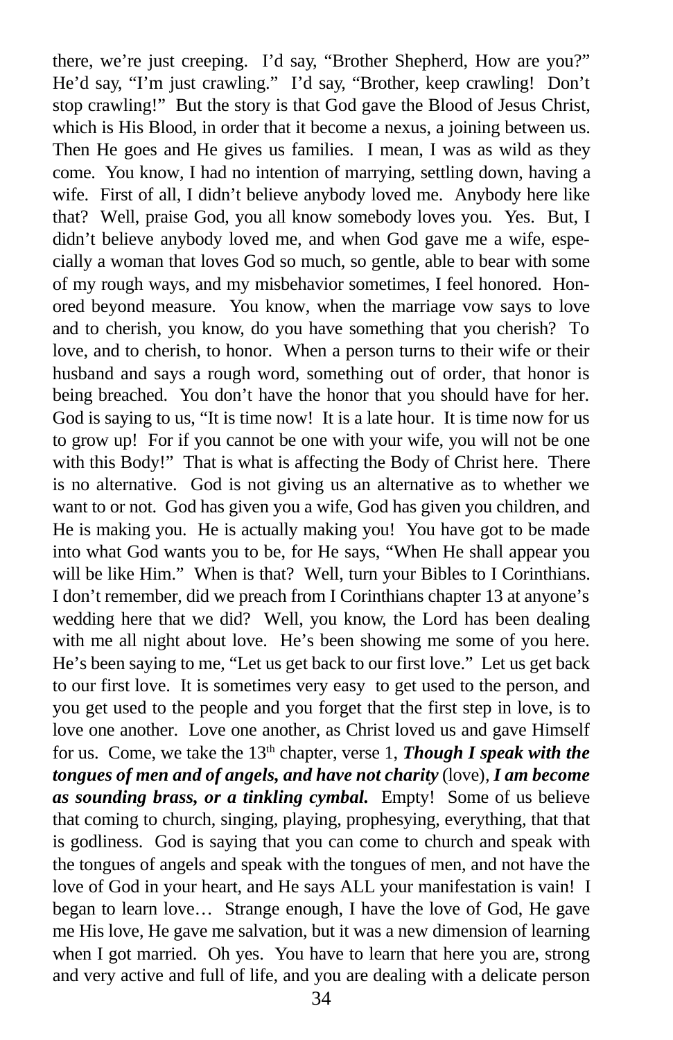there, we're just creeping. I'd say, "Brother Shepherd, How are you?" He'd say, "I'm just crawling." I'd say, "Brother, keep crawling! Don't stop crawling!" But the story is that God gave the Blood of Jesus Christ, which is His Blood, in order that it become a nexus, a joining between us. Then He goes and He gives us families. I mean, I was as wild as they come. You know, I had no intention of marrying, settling down, having a wife. First of all, I didn't believe anybody loved me. Anybody here like that? Well, praise God, you all know somebody loves you. Yes. But, I didn't believe anybody loved me, and when God gave me a wife, especially a woman that loves God so much, so gentle, able to bear with some of my rough ways, and my misbehavior sometimes, I feel honored. Honored beyond measure. You know, when the marriage vow says to love and to cherish, you know, do you have something that you cherish? To love, and to cherish, to honor. When a person turns to their wife or their husband and says a rough word, something out of order, that honor is being breached. You don't have the honor that you should have for her. God is saying to us, "It is time now! It is a late hour. It is time now for us to grow up! For if you cannot be one with your wife, you will not be one with this Body!" That is what is affecting the Body of Christ here. There is no alternative. God is not giving us an alternative as to whether we want to or not. God has given you a wife, God has given you children, and He is making you. He is actually making you! You have got to be made into what God wants you to be, for He says, "When He shall appear you will be like Him." When is that? Well, turn your Bibles to I Corinthians. I don't remember, did we preach from I Corinthians chapter 13 at anyone's wedding here that we did? Well, you know, the Lord has been dealing with me all night about love. He's been showing me some of you here. He's been saying to me, "Let us get back to our first love." Let us get back to our first love. It is sometimes very easy to get used to the person, and you get used to the people and you forget that the first step in love, is to love one another. Love one another, as Christ loved us and gave Himself for us. Come, we take the 13th chapter, verse 1, ***Though I speak with the tongues of men and of angels, and have not charity*** (love), ***I am become as sounding brass, or a tinkling cymbal.*** Empty! Some of us believe that coming to church, singing, playing, prophesying, everything, that that is godliness. God is saying that you can come to church and speak with the tongues of angels and speak with the tongues of men, and not have the love of God in your heart, and He says ALL your manifestation is vain! I began to learn love… Strange enough, I have the love of God, He gave me His love, He gave me salvation, but it was a new dimension of learning when I got married. Oh yes. You have to learn that here you are, strong and very active and full of life, and you are dealing with a delicate person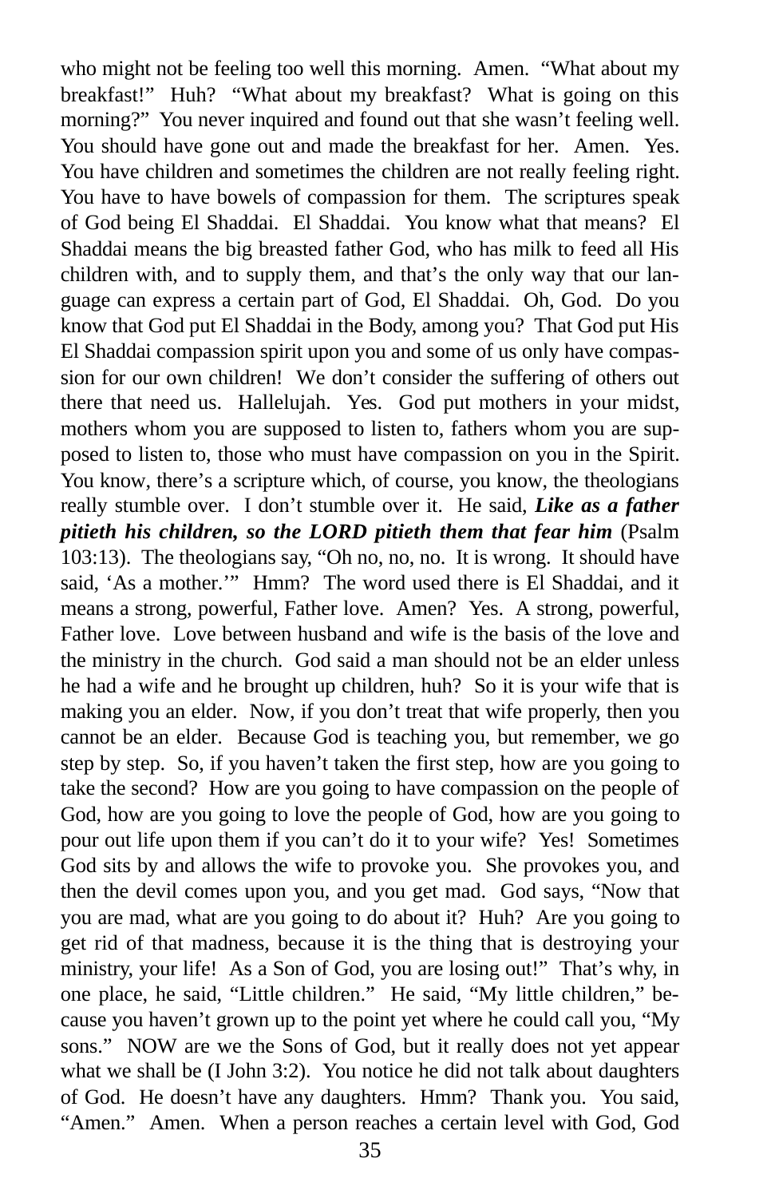who might not be feeling too well this morning. Amen. "What about my breakfast!" Huh? "What about my breakfast? What is going on this morning?" You never inquired and found out that she wasn't feeling well. You should have gone out and made the breakfast for her. Amen. Yes. You have children and sometimes the children are not really feeling right. You have to have bowels of compassion for them. The scriptures speak of God being El Shaddai. El Shaddai. You know what that means? El Shaddai means the big breasted father God, who has milk to feed all His children with, and to supply them, and that's the only way that our language can express a certain part of God, El Shaddai. Oh, God. Do you know that God put El Shaddai in the Body, among you? That God put His El Shaddai compassion spirit upon you and some of us only have compassion for our own children! We don't consider the suffering of others out there that need us. Hallelujah. Yes. God put mothers in your midst, mothers whom you are supposed to listen to, fathers whom you are supposed to listen to, those who must have compassion on you in the Spirit. You know, there's a scripture which, of course, you know, the theologians really stumble over. I don't stumble over it. He said, ***Like as a father pitieth his children, so the LORD pitieth them that fear him*** (Psalm 103:13). The theologians say, "Oh no, no, no. It is wrong. It should have said, 'As a mother.'" Hmm? The word used there is El Shaddai, and it means a strong, powerful, Father love. Amen? Yes. A strong, powerful, Father love. Love between husband and wife is the basis of the love and the ministry in the church. God said a man should not be an elder unless he had a wife and he brought up children, huh? So it is your wife that is making you an elder. Now, if you don't treat that wife properly, then you cannot be an elder. Because God is teaching you, but remember, we go step by step. So, if you haven't taken the first step, how are you going to take the second? How are you going to have compassion on the people of God, how are you going to love the people of God, how are you going to pour out life upon them if you can't do it to your wife? Yes! Sometimes God sits by and allows the wife to provoke you. She provokes you, and then the devil comes upon you, and you get mad. God says, "Now that you are mad, what are you going to do about it? Huh? Are you going to get rid of that madness, because it is the thing that is destroying your ministry, your life! As a Son of God, you are losing out!" That's why, in one place, he said, "Little children." He said, "My little children," because you haven't grown up to the point yet where he could call you, "My sons." NOW are we the Sons of God, but it really does not yet appear what we shall be (I John 3:2). You notice he did not talk about daughters of God. He doesn't have any daughters. Hmm? Thank you. You said, "Amen." Amen. When a person reaches a certain level with God, God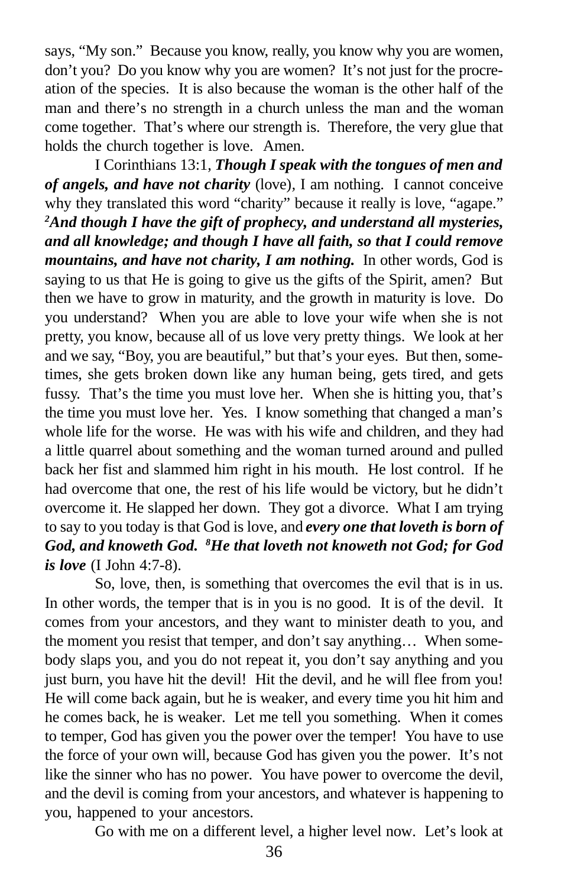says, "My son." Because you know, really, you know why you are women, don't you? Do you know why you are women? It's not just for the procreation of the species. It is also because the woman is the other half of the man and there's no strength in a church unless the man and the woman come together. That's where our strength is. Therefore, the very glue that holds the church together is love. Amen.

I Corinthians 13:1, ***Though I speak with the tongues of men and of angels, and have not charity*** (love), I am nothing. I cannot conceive why they translated this word "charity" because it really is love, "agape." [2]***And though I have the gift of prophecy, and understand all mysteries, and all knowledge; and though I have all faith, so that I could remove mountains, and have not charity, I am nothing.*** In other words, God is saying to us that He is going to give us the gifts of the Spirit, amen? But then we have to grow in maturity, and the growth in maturity is love. Do you understand? When you are able to love your wife when she is not pretty, you know, because all of us love very pretty things. We look at her and we say, "Boy, you are beautiful," but that's your eyes. But then, sometimes, she gets broken down like any human being, gets tired, and gets fussy. That's the time you must love her. When she is hitting you, that's the time you must love her. Yes. I know something that changed a man's whole life for the worse. He was with his wife and children, and they had a little quarrel about something and the woman turned around and pulled back her fist and slammed him right in his mouth. He lost control. If he had overcome that one, the rest of his life would be victory, but he didn't overcome it. He slapped her down. They got a divorce. What I am trying to say to you today is that God is love, and ***every one that loveth is born of God, and knoweth God.*** [8]***He that loveth not knoweth not God; for God is love*** (I John 4:7-8).

So, love, then, is something that overcomes the evil that is in us. In other words, the temper that is in you is no good. It is of the devil. It comes from your ancestors, and they want to minister death to you, and the moment you resist that temper, and don't say anything… When somebody slaps you, and you do not repeat it, you don't say anything and you just burn, you have hit the devil! Hit the devil, and he will flee from you! He will come back again, but he is weaker, and every time you hit him and he comes back, he is weaker. Let me tell you something. When it comes to temper, God has given you the power over the temper! You have to use the force of your own will, because God has given you the power. It's not like the sinner who has no power. You have power to overcome the devil, and the devil is coming from your ancestors, and whatever is happening to you, happened to your ancestors.

Go with me on a different level, a higher level now. Let's look at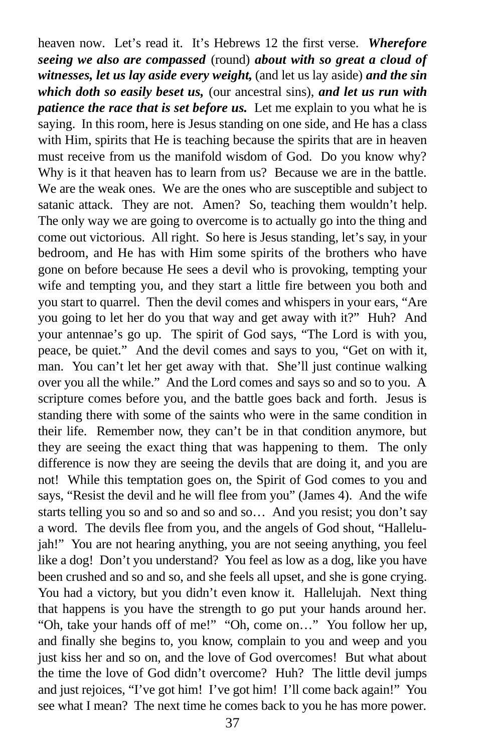heaven now. Let's read it. It's Hebrews 12 the first verse. ***Wherefore seeing we also are compassed*** (round) ***about with so great a cloud of witnesses, let us lay aside every weight,*** (and let us lay aside) ***and the sin which doth so easily beset us,*** (our ancestral sins), ***and let us run with patience the race that is set before us.*** Let me explain to you what he is saying. In this room, here is Jesus standing on one side, and He has a class with Him, spirits that He is teaching because the spirits that are in heaven must receive from us the manifold wisdom of God. Do you know why? Why is it that heaven has to learn from us? Because we are in the battle. We are the weak ones. We are the ones who are susceptible and subject to satanic attack. They are not. Amen? So, teaching them wouldn't help. The only way we are going to overcome is to actually go into the thing and come out victorious. All right. So here is Jesus standing, let's say, in your bedroom, and He has with Him some spirits of the brothers who have gone on before because He sees a devil who is provoking, tempting your wife and tempting you, and they start a little fire between you both and you start to quarrel. Then the devil comes and whispers in your ears, "Are you going to let her do you that way and get away with it?" Huh? And your antennae's go up. The spirit of God says, "The Lord is with you, peace, be quiet." And the devil comes and says to you, "Get on with it, man. You can't let her get away with that. She'll just continue walking over you all the while." And the Lord comes and says so and so to you. A scripture comes before you, and the battle goes back and forth. Jesus is standing there with some of the saints who were in the same condition in their life. Remember now, they can't be in that condition anymore, but they are seeing the exact thing that was happening to them. The only difference is now they are seeing the devils that are doing it, and you are not! While this temptation goes on, the Spirit of God comes to you and says, "Resist the devil and he will flee from you" (James 4). And the wife starts telling you so and so and so and so… And you resist; you don't say a word. The devils flee from you, and the angels of God shout, "Hallelujah!" You are not hearing anything, you are not seeing anything, you feel like a dog! Don't you understand? You feel as low as a dog, like you have been crushed and so and so, and she feels all upset, and she is gone crying. You had a victory, but you didn't even know it. Hallelujah. Next thing that happens is you have the strength to go put your hands around her. "Oh, take your hands off of me!" "Oh, come on…" You follow her up, and finally she begins to, you know, complain to you and weep and you just kiss her and so on, and the love of God overcomes! But what about the time the love of God didn't overcome? Huh? The little devil jumps and just rejoices, "I've got him! I've got him! I'll come back again!" You see what I mean? The next time he comes back to you he has more power.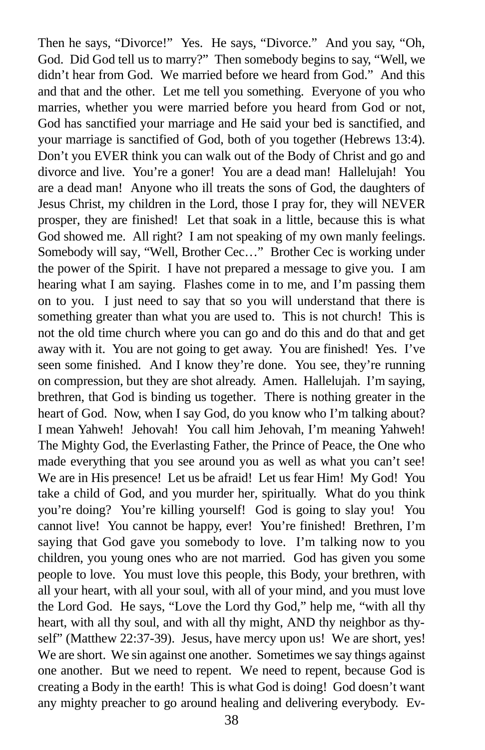Then he says, "Divorce!" Yes. He says, "Divorce." And you say, "Oh, God. Did God tell us to marry?" Then somebody begins to say, "Well, we didn't hear from God. We married before we heard from God." And this and that and the other. Let me tell you something. Everyone of you who marries, whether you were married before you heard from God or not, God has sanctified your marriage and He said your bed is sanctified, and your marriage is sanctified of God, both of you together (Hebrews 13:4). Don't you EVER think you can walk out of the Body of Christ and go and divorce and live. You're a goner! You are a dead man! Hallelujah! You are a dead man! Anyone who ill treats the sons of God, the daughters of Jesus Christ, my children in the Lord, those I pray for, they will NEVER prosper, they are finished! Let that soak in a little, because this is what God showed me. All right? I am not speaking of my own manly feelings. Somebody will say, "Well, Brother Cec…" Brother Cec is working under the power of the Spirit. I have not prepared a message to give you. I am hearing what I am saying. Flashes come in to me, and I'm passing them on to you. I just need to say that so you will understand that there is something greater than what you are used to. This is not church! This is not the old time church where you can go and do this and do that and get away with it. You are not going to get away. You are finished! Yes. I've seen some finished. And I know they're done. You see, they're running on compression, but they are shot already. Amen. Hallelujah. I'm saying, brethren, that God is binding us together. There is nothing greater in the heart of God. Now, when I say God, do you know who I'm talking about? I mean Yahweh! Jehovah! You call him Jehovah, I'm meaning Yahweh! The Mighty God, the Everlasting Father, the Prince of Peace, the One who made everything that you see around you as well as what you can't see! We are in His presence! Let us be afraid! Let us fear Him! My God! You take a child of God, and you murder her, spiritually. What do you think you're doing? You're killing yourself! God is going to slay you! You cannot live! You cannot be happy, ever! You're finished! Brethren, I'm saying that God gave you somebody to love. I'm talking now to you children, you young ones who are not married. God has given you some people to love. You must love this people, this Body, your brethren, with all your heart, with all your soul, with all of your mind, and you must love the Lord God. He says, "Love the Lord thy God," help me, "with all thy heart, with all thy soul, and with all thy might, AND thy neighbor as thyself" (Matthew 22:37-39). Jesus, have mercy upon us! We are short, yes! We are short. We sin against one another. Sometimes we say things against one another. But we need to repent. We need to repent, because God is creating a Body in the earth! This is what God is doing! God doesn't want any mighty preacher to go around healing and delivering everybody. Ev-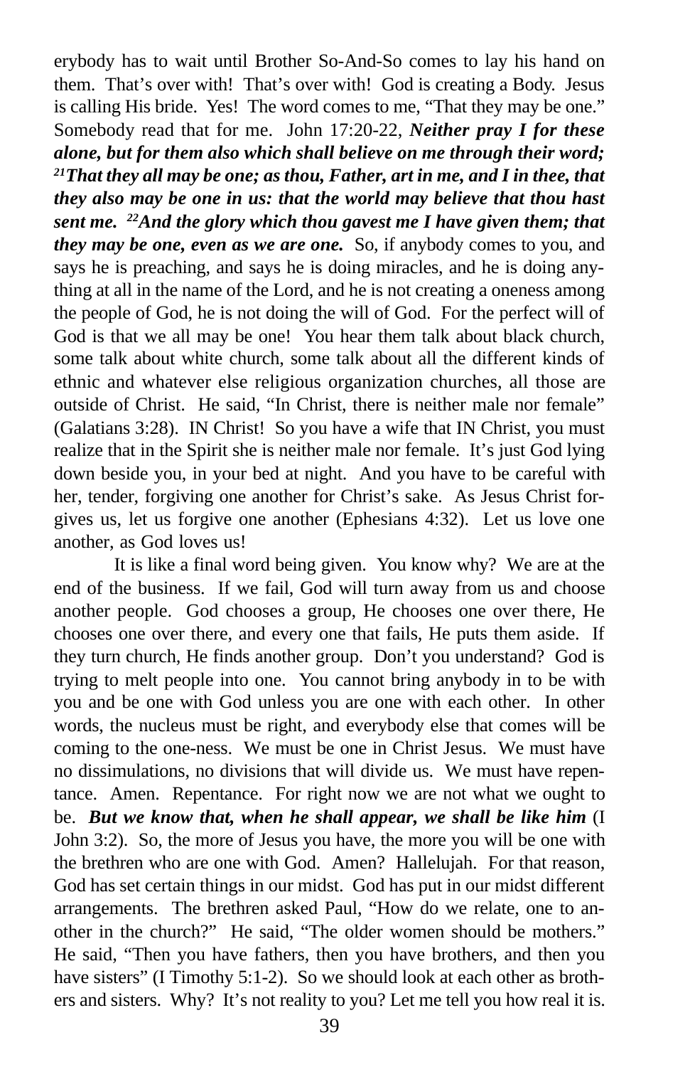erybody has to wait until Brother So-And-So comes to lay his hand on them. That's over with! That's over with! God is creating a Body. Jesus is calling His bride. Yes! The word comes to me, "That they may be one." Somebody read that for me. John 17:20-22, ***Neither pray I for these alone, but for them also which shall believe on me through their word; [21]That they all may be one; as thou, Father, art in me, and I in thee, that they also may be one in us: that the world may believe that thou hast sent me. [22]And the glory which thou gavest me I have given them; that they may be one, even as we are one.*** So, if anybody comes to you, and says he is preaching, and says he is doing miracles, and he is doing anything at all in the name of the Lord, and he is not creating a oneness among the people of God, he is not doing the will of God. For the perfect will of God is that we all may be one! You hear them talk about black church, some talk about white church, some talk about all the different kinds of ethnic and whatever else religious organization churches, all those are outside of Christ. He said, "In Christ, there is neither male nor female" (Galatians 3:28). IN Christ! So you have a wife that IN Christ, you must realize that in the Spirit she is neither male nor female. It's just God lying down beside you, in your bed at night. And you have to be careful with her, tender, forgiving one another for Christ's sake. As Jesus Christ forgives us, let us forgive one another (Ephesians 4:32). Let us love one another, as God loves us!

It is like a final word being given. You know why? We are at the end of the business. If we fail, God will turn away from us and choose another people. God chooses a group, He chooses one over there, He chooses one over there, and every one that fails, He puts them aside. If they turn church, He finds another group. Don't you understand? God is trying to melt people into one. You cannot bring anybody in to be with you and be one with God unless you are one with each other. In other words, the nucleus must be right, and everybody else that comes will be coming to the one-ness. We must be one in Christ Jesus. We must have no dissimulations, no divisions that will divide us. We must have repentance. Amen. Repentance. For right now we are not what we ought to be. ***But we know that, when he shall appear, we shall be like him*** (I John 3:2). So, the more of Jesus you have, the more you will be one with the brethren who are one with God. Amen? Hallelujah. For that reason, God has set certain things in our midst. God has put in our midst different arrangements. The brethren asked Paul, "How do we relate, one to another in the church?" He said, "The older women should be mothers." He said, "Then you have fathers, then you have brothers, and then you have sisters" (I Timothy 5:1-2). So we should look at each other as brothers and sisters. Why? It's not reality to you? Let me tell you how real it is.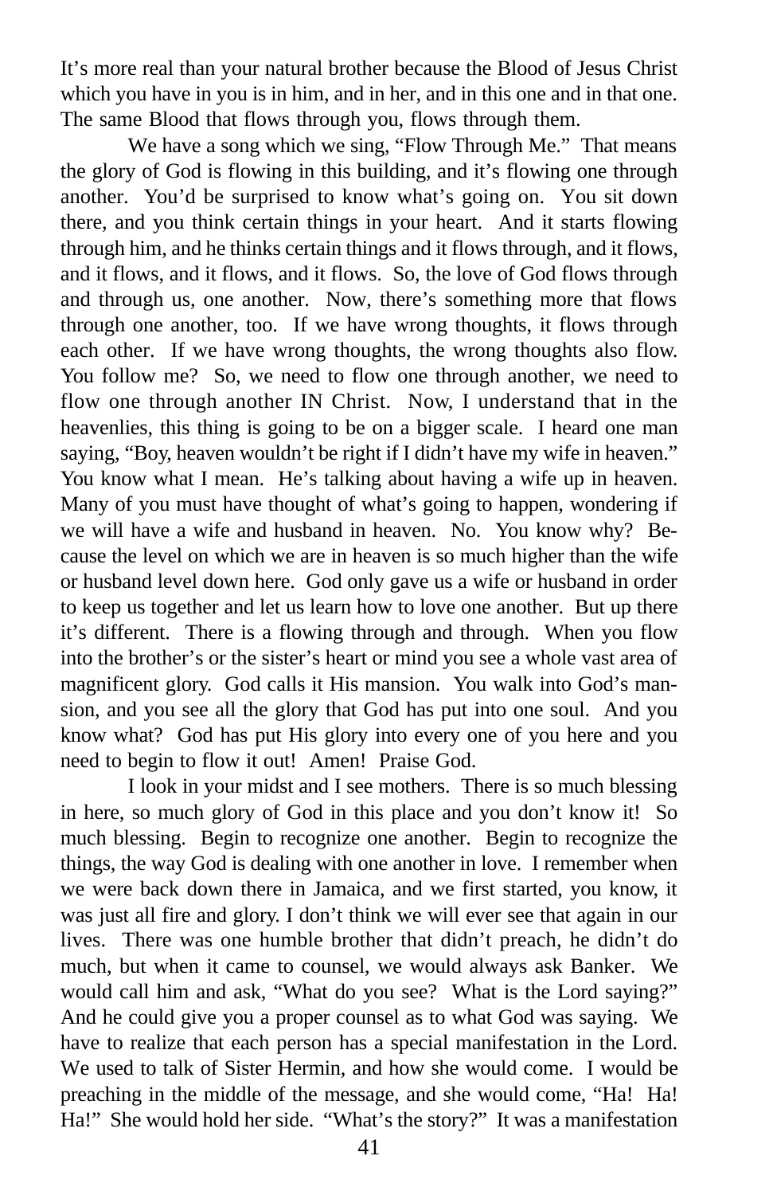It's more real than your natural brother because the Blood of Jesus Christ which you have in you is in him, and in her, and in this one and in that one. The same Blood that flows through you, flows through them.

We have a song which we sing, "Flow Through Me." That means the glory of God is flowing in this building, and it's flowing one through another. You'd be surprised to know what's going on. You sit down there, and you think certain things in your heart. And it starts flowing through him, and he thinks certain things and it flows through, and it flows, and it flows, and it flows, and it flows. So, the love of God flows through and through us, one another. Now, there's something more that flows through one another, too. If we have wrong thoughts, it flows through each other. If we have wrong thoughts, the wrong thoughts also flow. You follow me? So, we need to flow one through another, we need to flow one through another IN Christ. Now, I understand that in the heavenlies, this thing is going to be on a bigger scale. I heard one man saying, "Boy, heaven wouldn't be right if I didn't have my wife in heaven." You know what I mean. He's talking about having a wife up in heaven. Many of you must have thought of what's going to happen, wondering if we will have a wife and husband in heaven. No. You know why? Because the level on which we are in heaven is so much higher than the wife or husband level down here. God only gave us a wife or husband in order to keep us together and let us learn how to love one another. But up there it's different. There is a flowing through and through. When you flow into the brother's or the sister's heart or mind you see a whole vast area of magnificent glory. God calls it His mansion. You walk into God's mansion, and you see all the glory that God has put into one soul. And you know what? God has put His glory into every one of you here and you need to begin to flow it out! Amen! Praise God.

I look in your midst and I see mothers. There is so much blessing in here, so much glory of God in this place and you don't know it! So much blessing. Begin to recognize one another. Begin to recognize the things, the way God is dealing with one another in love. I remember when we were back down there in Jamaica, and we first started, you know, it was just all fire and glory. I don't think we will ever see that again in our lives. There was one humble brother that didn't preach, he didn't do much, but when it came to counsel, we would always ask Banker. We would call him and ask, "What do you see? What is the Lord saying?" And he could give you a proper counsel as to what God was saying. We have to realize that each person has a special manifestation in the Lord. We used to talk of Sister Hermin, and how she would come. I would be preaching in the middle of the message, and she would come, "Ha! Ha! Ha!" She would hold her side. "What's the story?" It was a manifestation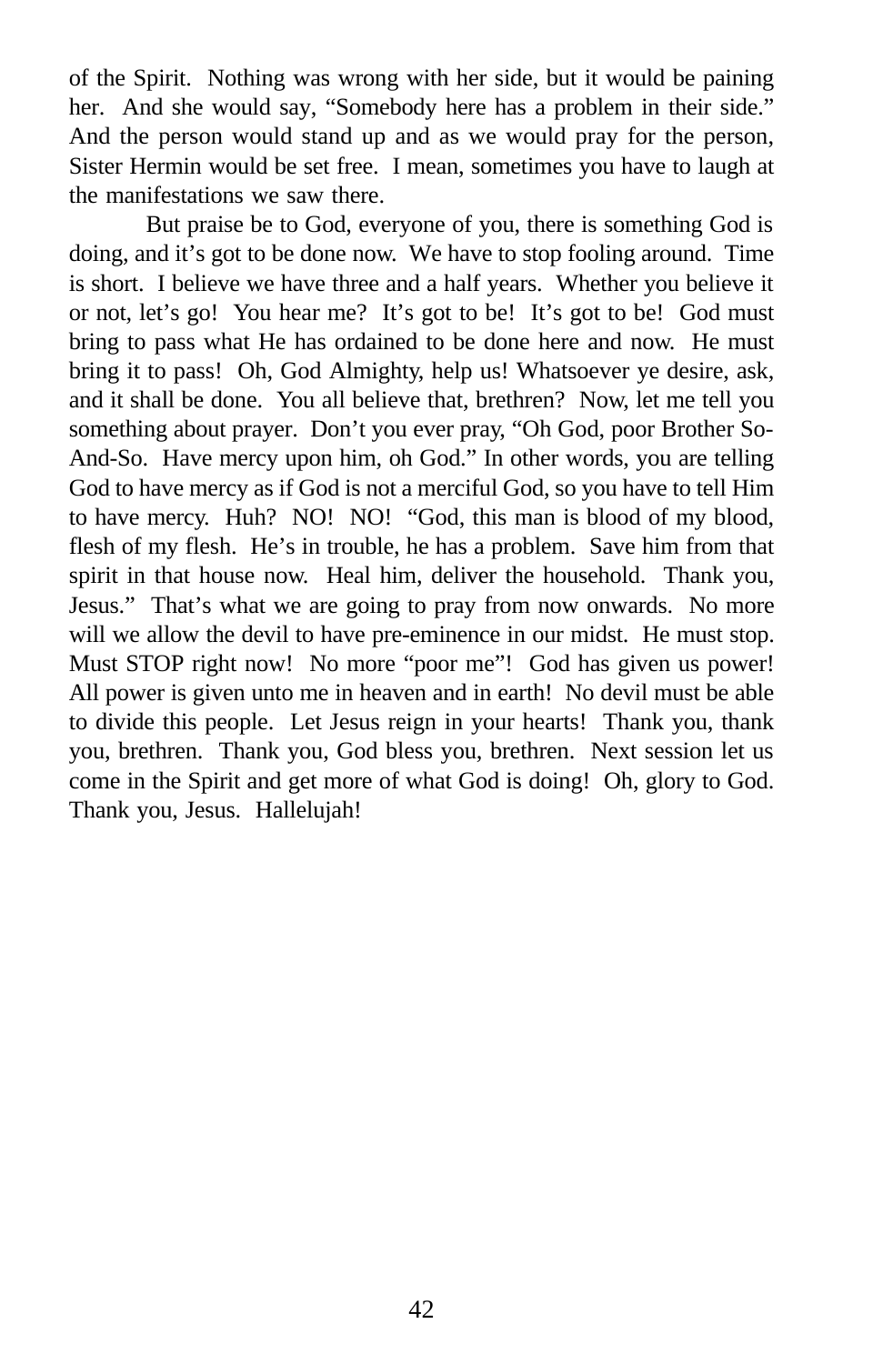of the Spirit. Nothing was wrong with her side, but it would be paining her. And she would say, "Somebody here has a problem in their side." And the person would stand up and as we would pray for the person, Sister Hermin would be set free. I mean, sometimes you have to laugh at the manifestations we saw there.

But praise be to God, everyone of you, there is something God is doing, and it's got to be done now. We have to stop fooling around. Time is short. I believe we have three and a half years. Whether you believe it or not, let's go! You hear me? It's got to be! It's got to be! God must bring to pass what He has ordained to be done here and now. He must bring it to pass! Oh, God Almighty, help us! Whatsoever ye desire, ask, and it shall be done. You all believe that, brethren? Now, let me tell you something about prayer. Don't you ever pray, "Oh God, poor Brother So-And-So. Have mercy upon him, oh God." In other words, you are telling God to have mercy as if God is not a merciful God, so you have to tell Him to have mercy. Huh? NO! NO! "God, this man is blood of my blood, flesh of my flesh. He's in trouble, he has a problem. Save him from that spirit in that house now. Heal him, deliver the household. Thank you, Jesus." That's what we are going to pray from now onwards. No more will we allow the devil to have pre-eminence in our midst. He must stop. Must STOP right now! No more "poor me"! God has given us power! All power is given unto me in heaven and in earth! No devil must be able to divide this people. Let Jesus reign in your hearts! Thank you, thank you, brethren. Thank you, God bless you, brethren. Next session let us come in the Spirit and get more of what God is doing! Oh, glory to God. Thank you, Jesus. Hallelujah!